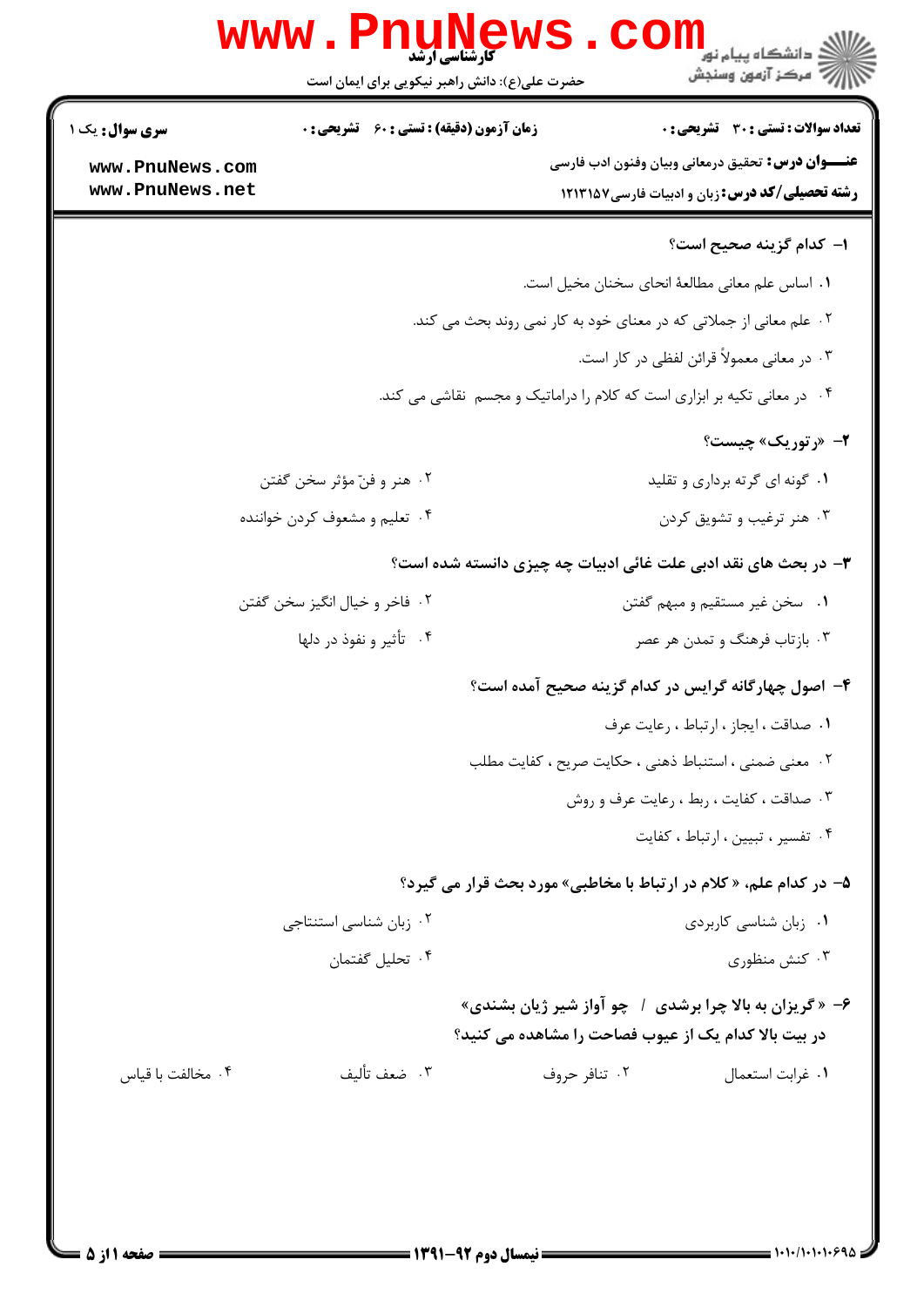کارشناسی ارشد

حضرت علی(ع): دانش راهبر نیکویی برای ایمان است

دانشگاه پیام نور
مرکز آزمون وسنجش

| سری سوال: یک ۱ | زمان آزمون (دقیقه) : تستی : ۶۰ تشریحی : ۰ | تعداد سوالات : تستی : ۳۰ تشریحی : ۰ |
|---|---|---|
| www.PnuNews.com www.PnuNews.net | | عنـــوان درس: تحقیق درمعانی وبیان وفنون ادب فارسی |
| | | رشته تحصیلی/کد درس: زبان و ادبیات فارسی ۱۲۱۳۱۵۷ |

۱- کدام گزینه صحیح است؟

۱. اساس علم معانی مطالعهٔ انحای سخنان مخیل است.

۲. علم معانی از جملاتی که در معنای خود به کار نمی روند بحث می کند.

۳. در معانی معمولاً قرائن لفظی در کار است.

۴. در معانی تکیه بر ابزاری است که کلام را دراماتیک و مجسم نقاشی می کند.

۲- «رتوریک» چیست؟

۱. گونه ای گرته برداری و تقلید

۲. هنر و فنّ مؤثر سخن گفتن

۳. هنر ترغیب و تشویق کردن

۴. تعلیم و مشعوف کردن خواننده

۳- در بحث های نقد ادبی علت غائی ادبیات چه چیزی دانسته شده است؟

۱. سخن غیر مستقیم و مبهم گفتن

۲. فاخر و خیال انگیز سخن گفتن

۳. بازتاب فرهنگ و تمدن هر عصر

۴. تأثیر و نفوذ در دلها

۴- اصول چهارگانه گرایس در کدام گزینه صحیح آمده است؟

۱. صداقت ، ایجاز ، ارتباط ، رعایت عرف

۲. معنی ضمنی ، استنباط ذهنی ، حکایت صریح ، کفایت مطلب

۳. صداقت ، کفایت ، ربط ، رعایت عرف و روش

۴. تفسیر ، تبیین ، ارتباط ، کفایت

۵- در کدام علم، « کلام در ارتباط با مخاطبی» مورد بحث قرار می گیرد؟

۱. زبان شناسی کاربردی

۲. زبان شناسی استنتاجی

۳. کنش منظوری

۴. تحلیل گفتمان

۶- «گریزان به بالا چرا برشدی / چو آواز شیر ژیان بشندی»

در بیت بالا کدام یک از عیوب فصاحت را مشاهده می کنید؟

۱. غرابت استعمال

۲. تنافر حروف

۳. ضعف تألیف

۴. مخالفت با قیاس

نیمسال دوم ۹۲-۱۳۹۱

۱۰۱۰/۱۰۱۰۱۰۶۹۵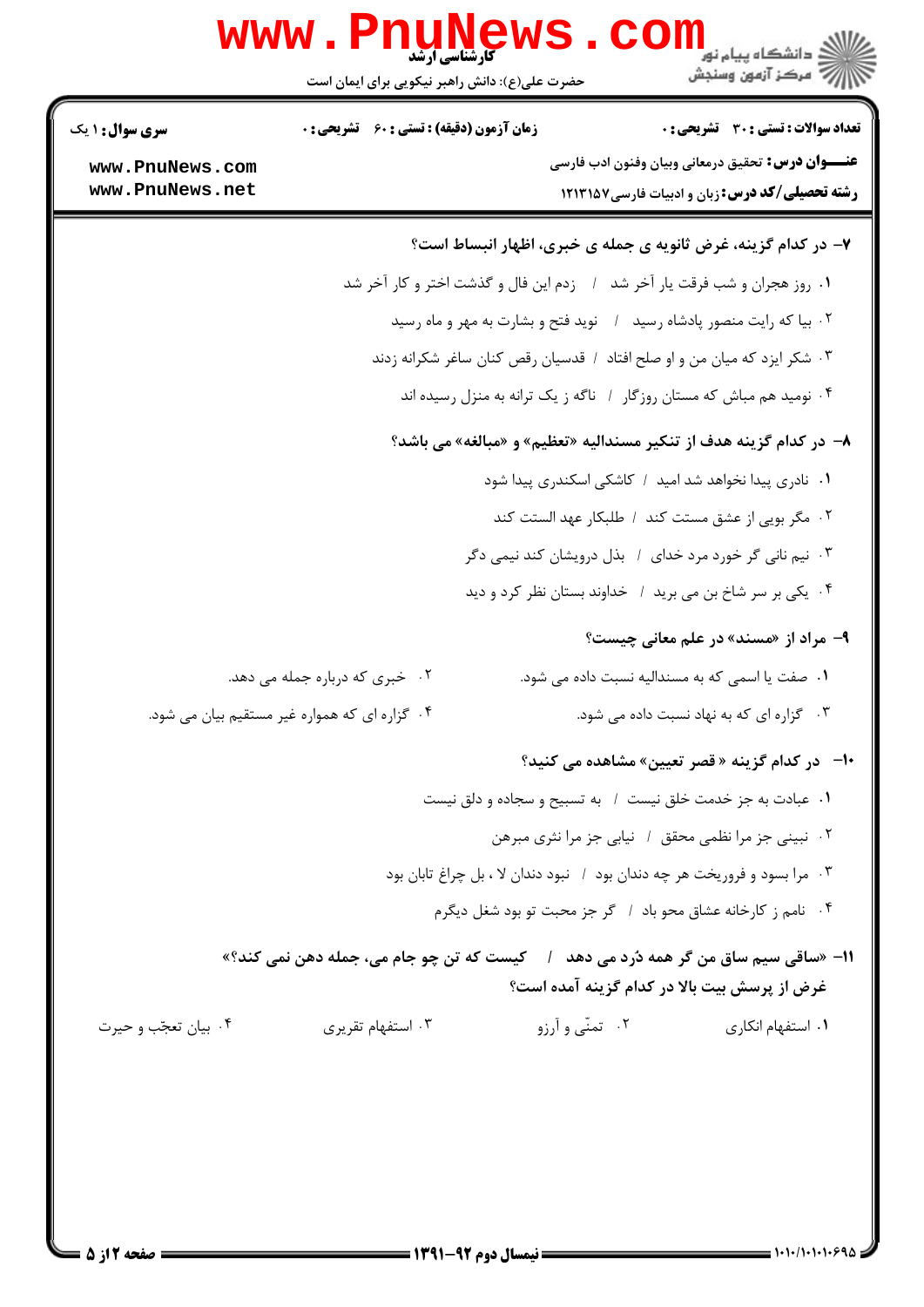**۷- در کدام گزینه، غرض ثانویه ی جمله ی خبری، اظهار انبساط است؟**

۱. روز هجران و شب فرقت یار آخر شد / زدم این فال و گذشت اختر و کار آخر شد

۲. بیا که رایت منصور پادشاه رسید / نوید فتح و بشارت به مهر و ماه رسید

۳. شکر ایزد که میان من و او صلح افتاد / قدسیان رقص کنان ساغر شکرانه زدند

۴. نومید هم مباش که مستان روزگار / ناگه ز یک ترانه به منزل رسیده اند

**۸- در کدام گزینه هدف از تنکیر مسندالیه «تعظیم» و «مبالغه» می باشد؟**

۱. نادری پیدا نخواهد شد امید / کاشکی اسکندری پیدا شود

۲. مگر بویی از عشق مستت کند / طلبکار عهد الستت کند

۳. نیم نانی گر خورد مرد خدای / بذل درویشان کند نیمی دگر

۴. یکی بر سر شاخ بن می برید / خداوند بستان نظر کرد و دید

**۹- مراد از «مسند» در علم معانی چیست؟**

۱. صفت یا اسمی که به مسندالیه نسبت داده می شود.

۲. خبری که درباره جمله می دهد.

۳. گزاره ای که به نهاد نسبت داده می شود.

۴. گزاره ای که همواره غیر مستقیم بیان می شود.

**۱۰- در کدام گزینه « قصر تعیین» مشاهده می کنید؟**

۱. عبادت به جز خدمت خلق نیست / به تسبیح و سجاده و دلق نیست

۲. نبینی جز مرا نظمی محقق / نیابی جز مرا نثری مبرهن

۳. مرا بسود و فروریخت هر چه دندان بود / نبود دندان لا ، بل چراغ تابان بود

۴. نامم ز کارخانه عشاق محو باد / گر جز محبت تو بود شغل دیگرم

**۱۱- «ساقی سیم ساق من گر همه دُرد می دهد / کیست که تن چو جام می، جمله دهن نمی کند؟»**
**غرض از پرسش بیت بالا در کدام گزینه آمده است؟**

۱. استفهام انکاری

۲. تمنّی و آرزو

۳. استفهام تقریری

۴. بیان تعجّب و حیرت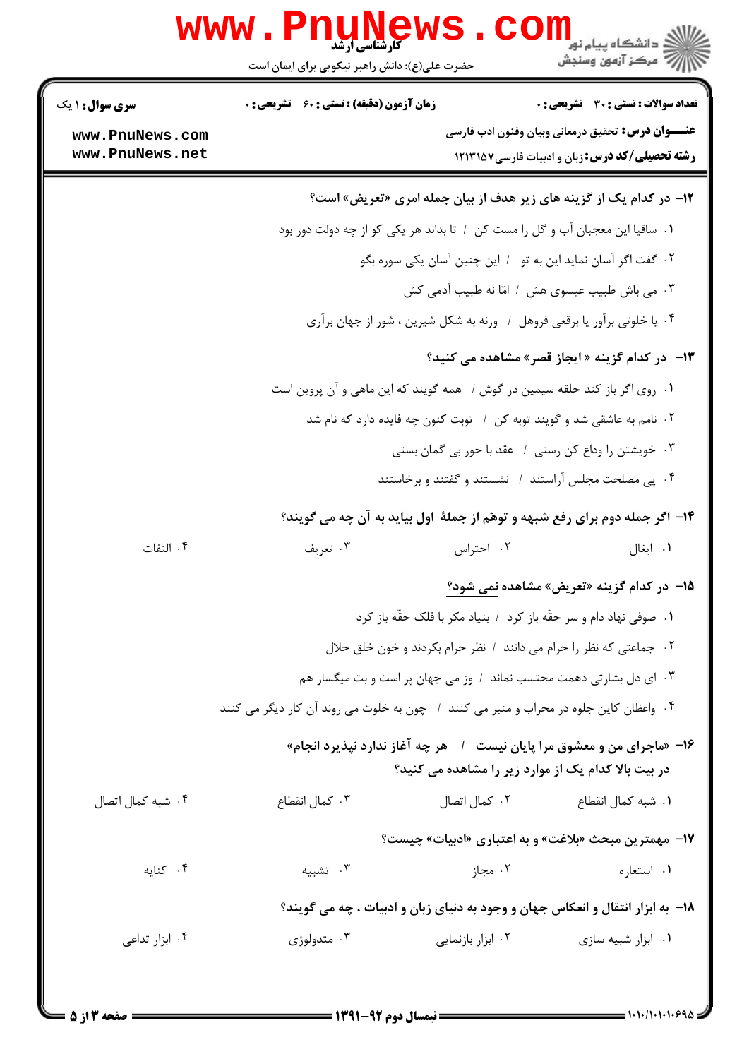**سری سوال:** ۱ یک | **زمان آزمون (دقیقه): تستی:** ۶۰ **تشریحی:** ۰ | **تعداد سوالات: تستی:** ۳۰ **تشریحی:** ۰

**عنـــوان درس:** تحقیق درمعانی وبیان وفنون ادب فارسی

**رشته تحصیلی/کد درس:** زبان و ادبیات فارسی۱۲۱۳۱۵۷

**۱۲- در کدام یک از گزینه های زیر هدف از بیان جمله امری «تعریض» است؟**

۱. ساقیا این معجبان آب و گل را مست کن / تا بداند هر یکی کو از چه دولت دور بود

۲. گفت اگر آسان نماید این به تو / این چنین آسان یکی سوره بگو

۳. می باش طبیب عیسوی هش / امّا نه طبیب آدمی کش

۴. یا خلوتی برآور یا برقعی فروهل / ورنه به شکل شیرین ، شور از جهان برآری

**۱۳- در کدام گزینه « ایجاز قصر» مشاهده می کنید؟**

۱. روی اگر باز کند حلقه سیمین در گوش / همه گویند که این ماهی و آن پروین است

۲. نامم به عاشقی شد و گویند توبه کن / توبت کنون چه فایده دارد که نام شد

۳. خویشتن را وداع کن رستی / عقد با حور بی گمان بستی

۴. پی مصلحت مجلس آراستند / نشستند و گفتند و برخاستند

**۱۴- اگر جمله دوم برای رفع شبهه و توهّم از جملۀ اول بیاید به آن چه می گویند؟**

۱. ایغال    ۲. احتراس    ۳. تعریف    ۴. التفات

**۱۵- در کدام گزینه «تعریض» مشاهده نمی شود؟**

۱. صوفی نهاد دام و سر حقّه باز کرد / بنیاد مکر با فلک حقّه باز کرد

۲. جماعتی که نظر را حرام می دانند / نظر حرام بکردند و خون خلق حلال

۳. ای دل بشارتی دهمت محتسب نماند / وز می جهان پر است و بت میگسار هم

۴. واعظان کاین جلوه در محراب و منبر می کنند / چون به خلوت می روند آن کار دیگر می کنند

**۱۶- «ماجرای من و معشوق مرا پایان نیست / هر چه آغاز ندارد نپذیرد انجام»**
**در بیت بالا کدام یک از موارد زیر را مشاهده می کنید؟**

۱. شبه کمال انقطاع    ۲. کمال اتصال    ۳. کمال انقطاع    ۴. شبه کمال اتصال

**۱۷- مهمترین مبحث «بلاغت» و به اعتباری «ادبیات» چیست؟**

۱. استعاره    ۲. مجاز    ۳. تشبیه    ۴. کنایه

**۱۸- به ابزار انتقال و انعکاس جهان و وجود به دنیای زبان و ادبیات ، چه می گویند؟**

۱. ابزار شبیه سازی    ۲. ابزار بازنمایی    ۳. متدولوژی    ۴. ابزار تداعی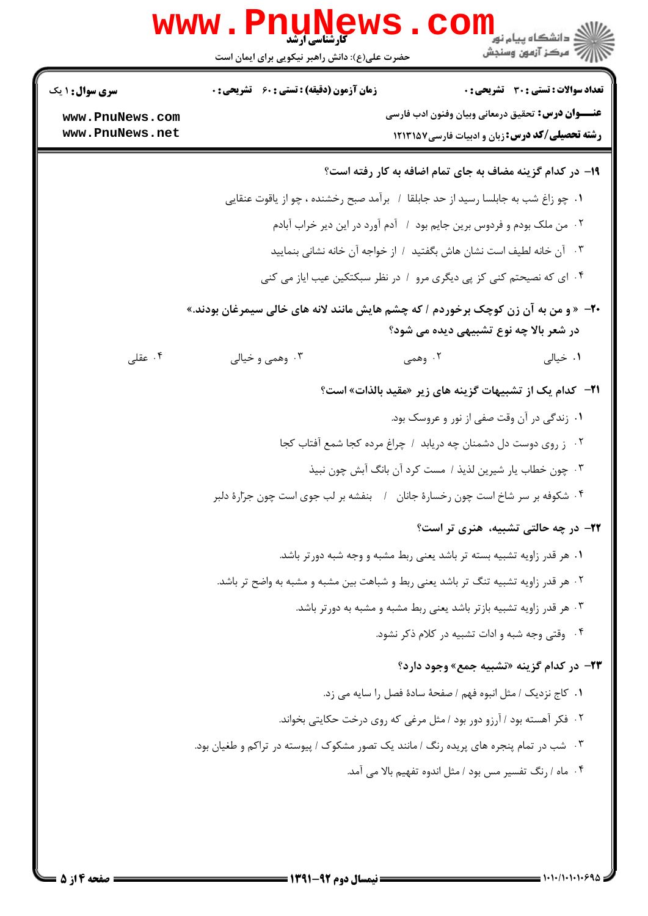۱۹- در کدام گزینه مضاف به جای تمام اضافه به کار رفته است؟

۱. چو زاغ شب به جابلسا رسید از حد جابلقا / برآمد صبح رخشنده ، چو از یاقوت عنقایی

۲. من ملک بودم و فردوس برین جایم بود / آدم آورد در این دیر خراب آبادم

۳. آن خانه لطیف است نشان هاش بگفتید / از خواجه آن خانه نشانی بنمایید

۴. ای که نصیحتم کنی کز پی دیگری مرو / در نظر سبکتکین عیب ایاز می کنی

۲۰- « و من به آن زن کوچک برخوردم / که چشم هایش مانند لانه های خالی سیمرغان بودند.»
در شعر بالا چه نوع تشبیهی دیده می شود؟

۱. خیالی ۲. وهمی ۳. وهمی و خیالی ۴. عقلی

۲۱- کدام یک از تشبیهات گزینه های زیر «مقید بالذات» است؟

۱. زندگی در آن وقت صفی از نور و عروسک بود.

۲. ز روی دوست دل دشمنان چه دریابد / چراغ مرده کجا شمع آفتاب کجا

۳. چون خطاب یار شیرین لذیذ / مست کرد آن بانگ آبش چون نبیذ

۴. شکوفه بر سر شاخ است چون رخسارهٔ جانان / بنفشه بر لب جوی است چون جرّارهٔ دلبر

۲۲- در چه حالتی تشبیه، هنری تر است؟

۱. هر قدر زاویه تشبیه بسته تر باشد یعنی ربط مشبه و وجه شبه دورتر باشد.

۲. هر قدر زاویه تشبیه تنگ تر باشد یعنی ربط و شباهت بین مشبه و مشبه به واضح تر باشد.

۳. هر قدر زاویه تشبیه بازتر باشد یعنی ربط مشبه و مشبه به دورتر باشد.

۴. وقتی وجه شبه و ادات تشبیه در کلام ذکر نشود.

۲۳- در کدام گزینه «تشبیه جمع» وجود دارد؟

۱. کاج نزدیک / مثل انبوه فهم / صفحهٔ سادهٔ فصل را سایه می زد.

۲. فکر آهسته بود / آرزو دور بود / مثل مرغی که روی درخت حکایتی بخواند.

۳. شب در تمام پنجره های پریده رنگ / مانند یک تصور مشکوک / پیوسته در تراکم و طغیان بود.

۴. ماه / رنگ تفسیر مس بود / مثل اندوه تفهیم بالا می آمد.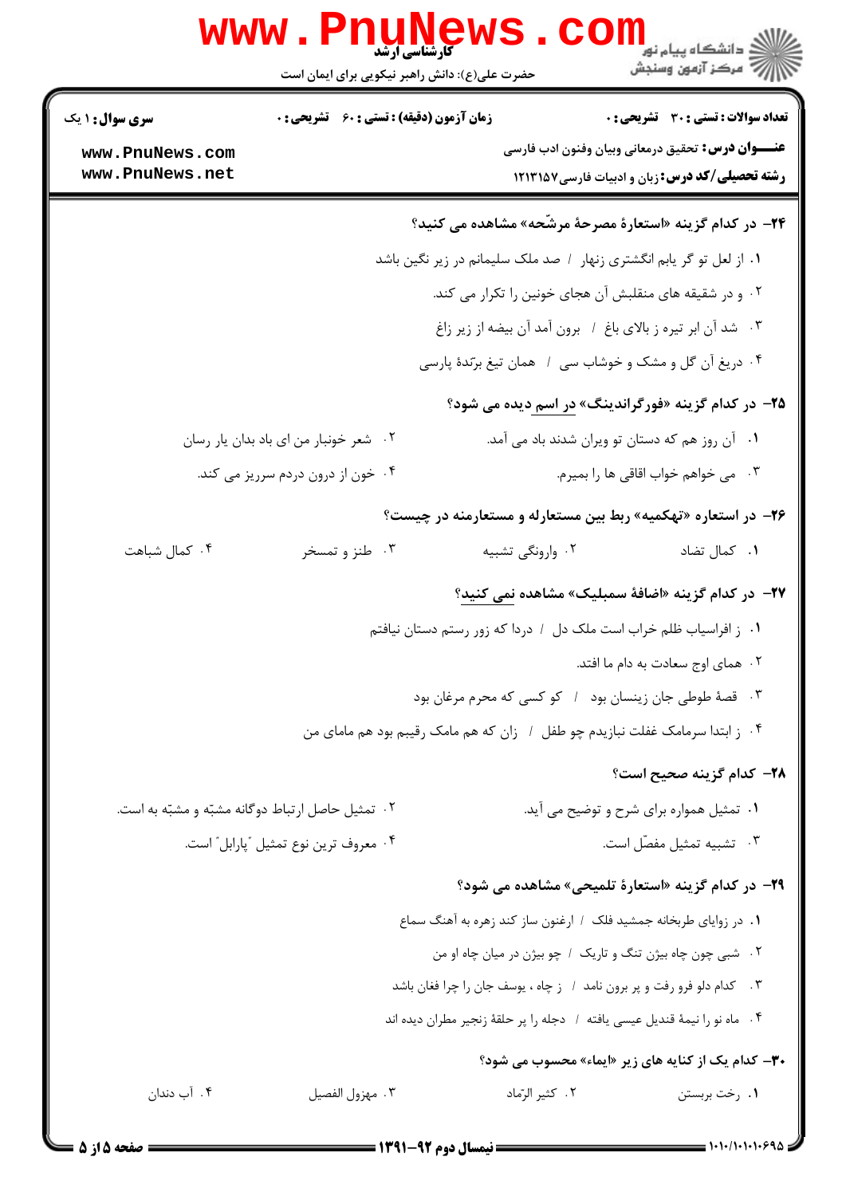**۲۴- در کدام گزینه «استعارهٔ مصرحهٔ مرشّحه» مشاهده می کنید؟**

۱. از لعل تو گر یابم انگشتری زنهار / صد ملک سلیمانم در زیر نگین باشد

۲. و در شقیقه های منقلبش آن هجای خونین را تکرار می کند.

۳. شد آن ابر تیره ز بالای باغ / برون آمد آن بیضه از زیر زاغ

۴. دریغ آن گل و مشک و خوشاب سی / همان تیغ برّندهٔ پارسی

**۲۵- در کدام گزینه «فورگراندینگ» در اسم دیده می شود؟**

۱. آن روز هم که دستان تو ویران شدند باد می آمد.

۲. شعر خونبار من ای باد بدان یار رسان

۳. می خواهم خواب اقاقی ها را بمیرم.

۴. خون از درون دردم سرریز می کند.

**۲۶- در استعاره «تهکمیه» ربط بین مستعارله و مستعارمنه در چیست؟**

۱. کمال تضاد

۲. وارونگی تشبیه

۳. طنز و تمسخر

۴. کمال شباهت

**۲۷- در کدام گزینه «اضافهٔ سمبلیک» مشاهده نمی کنید؟**

۱. ز افراسیاب ظلم خراب است ملک دل / دردا که زور رستم دستان نیافتم

۲. همای اوج سعادت به دام ما افتد.

۳. قصهٔ طوطی جان زینسان بود / کو کسی که محرم مرغان بود

۴. ز ابتدا سرمامک غفلت نبازیدم چو طفل / زان که هم مامک رقیبم بود هم مامای من

**۲۸- کدام گزینه صحیح است؟**

۱. تمثیل همواره برای شرح و توضیح می آید.

۲. تمثیل حاصل ارتباط دوگانه مشبّه و مشبّه به است.

۳. تشبیه تمثیل مفصّل است.

۴. معروف ترین نوع تمثیل "پارابل" است.

**۲۹- در کدام گزینه «استعارهٔ تلمیحی» مشاهده می شود؟**

۱. در زوایای طربخانه جمشید فلک / ارغنون ساز کند زهره به آهنگ سماع

۲. شبی چون چاه بیژن تنگ و تاریک / چو بیژن در میان چاه او من

۳. کدام دلو فرو رفت و پر برون نامد / ز چاه ، یوسف جان را چرا فغان باشد

۴. ماه نو را نیمهٔ قندیل عیسی یافته / دجله را پر حلقهٔ زنجیر مطران دیده اند

**۳۰- کدام یک از کنایه های زیر «ایماء» محسوب می شود؟**

۱. رخت بربستن

۲. کثیر الرّماد

۳. مهزول الفصیل

۴. آب دندان